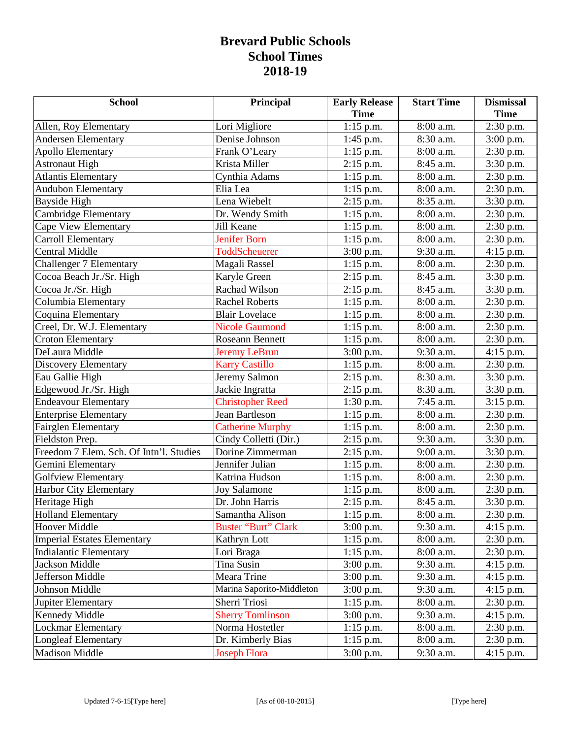# Brevard Public Schools
## School Times
## 2018-19

| School | Principal | Early Release Time | Start Time | Dismissal Time |
|---|---|---|---|---|
| Allen, Roy Elementary | Lori Migliore | 1:15 p.m. | 8:00 a.m. | 2:30 p.m. |
| Andersen Elementary | Denise Johnson | 1:45 p.m. | 8:30 a.m. | 3:00 p.m. |
| Apollo Elementary | Frank O'Leary | 1:15 p.m. | 8:00 a.m. | 2:30 p.m. |
| Astronaut High | Krista Miller | 2:15 p.m. | 8:45 a.m. | 3:30 p.m. |
| Atlantis Elementary | Cynthia Adams | 1:15 p.m. | 8:00 a.m. | 2:30 p.m. |
| Audubon Elementary | Elia Lea | 1:15 p.m. | 8:00 a.m. | 2:30 p.m. |
| Bayside High | Lena Wiebelt | 2:15 p.m. | 8:35 a.m. | 3:30 p.m. |
| Cambridge Elementary | Dr. Wendy Smith | 1:15 p.m. | 8:00 a.m. | 2:30 p.m. |
| Cape View Elementary | Jill Keane | 1:15 p.m. | 8:00 a.m. | 2:30 p.m. |
| Carroll Elementary | Jenifer Born | 1:15 p.m. | 8:00 a.m. | 2:30 p.m. |
| Central Middle | ToddScheuerer | 3:00 p.m. | 9:30 a.m. | 4:15 p.m. |
| Challenger 7 Elementary | Magali Rassel | 1:15 p.m. | 8:00 a.m. | 2:30 p.m. |
| Cocoa Beach Jr./Sr. High | Karyle Green | 2:15 p.m. | 8:45 a.m. | 3:30 p.m. |
| Cocoa Jr./Sr. High | Rachad Wilson | 2:15 p.m. | 8:45 a.m. | 3:30 p.m. |
| Columbia Elementary | Rachel Roberts | 1:15 p.m. | 8:00 a.m. | 2:30 p.m. |
| Coquina Elementary | Blair Lovelace | 1:15 p.m. | 8:00 a.m. | 2:30 p.m. |
| Creel, Dr. W.J. Elementary | Nicole Gaumond | 1:15 p.m. | 8:00 a.m. | 2:30 p.m. |
| Croton Elementary | Roseann Bennett | 1:15 p.m. | 8:00 a.m. | 2:30 p.m. |
| DeLaura Middle | Jeremy LeBrun | 3:00 p.m. | 9:30 a.m. | 4:15 p.m. |
| Discovery Elementary | Karry Castillo | 1:15 p.m. | 8:00 a.m. | 2:30 p.m. |
| Eau Gallie High | Jeremy Salmon | 2:15 p.m. | 8:30 a.m. | 3:30 p.m. |
| Edgewood Jr./Sr. High | Jackie Ingratta | 2:15 p.m. | 8:30 a.m. | 3:30 p.m. |
| Endeavour Elementary | Christopher Reed | 1:30 p.m. | 7:45 a.m. | 3:15 p.m. |
| Enterprise Elementary | Jean Bartleson | 1:15 p.m. | 8:00 a.m. | 2:30 p.m. |
| Fairglen Elementary | Catherine Murphy | 1:15 p.m. | 8:00 a.m. | 2:30 p.m. |
| Fieldston Prep. | Cindy Colletti (Dir.) | 2:15 p.m. | 9:30 a.m. | 3:30 p.m. |
| Freedom 7 Elem. Sch. Of Intn'l. Studies | Dorine Zimmerman | 2:15 p.m. | 9:00 a.m. | 3:30 p.m. |
| Gemini Elementary | Jennifer Julian | 1:15 p.m. | 8:00 a.m. | 2:30 p.m. |
| Golfview Elementary | Katrina Hudson | 1:15 p.m. | 8:00 a.m. | 2:30 p.m. |
| Harbor City Elementary | Joy Salamone | 1:15 p.m. | 8:00 a.m. | 2:30 p.m. |
| Heritage High | Dr. John Harris | 2:15 p.m. | 8:45 a.m. | 3:30 p.m. |
| Holland Elementary | Samantha Alison | 1:15 p.m. | 8:00 a.m. | 2:30 p.m. |
| Hoover Middle | Buster "Burt" Clark | 3:00 p.m. | 9:30 a.m. | 4:15 p.m. |
| Imperial Estates Elementary | Kathryn Lott | 1:15 p.m. | 8:00 a.m. | 2:30 p.m. |
| Indialantic Elementary | Lori Braga | 1:15 p.m. | 8:00 a.m. | 2:30 p.m. |
| Jackson Middle | Tina Susin | 3:00 p.m. | 9:30 a.m. | 4:15 p.m. |
| Jefferson Middle | Meara Trine | 3:00 p.m. | 9:30 a.m. | 4:15 p.m. |
| Johnson Middle | Marina Saporito-Middleton | 3:00 p.m. | 9:30 a.m. | 4:15 p.m. |
| Jupiter Elementary | Sherri Triosi | 1:15 p.m. | 8:00 a.m. | 2:30 p.m. |
| Kennedy Middle | Sherry Tomlinson | 3:00 p.m. | 9:30 a.m. | 4:15 p.m. |
| Lockmar Elementary | Norma Hostetler | 1:15 p.m. | 8:00 a.m. | 2:30 p.m. |
| Longleaf Elementary | Dr. Kimberly Bias | 1:15 p.m. | 8:00 a.m. | 2:30 p.m. |
| Madison Middle | Joseph Flora | 3:00 p.m. | 9:30 a.m. | 4:15 p.m. |

Updated 7-6-15[Type here] [As of 08-10-2015] [Type here]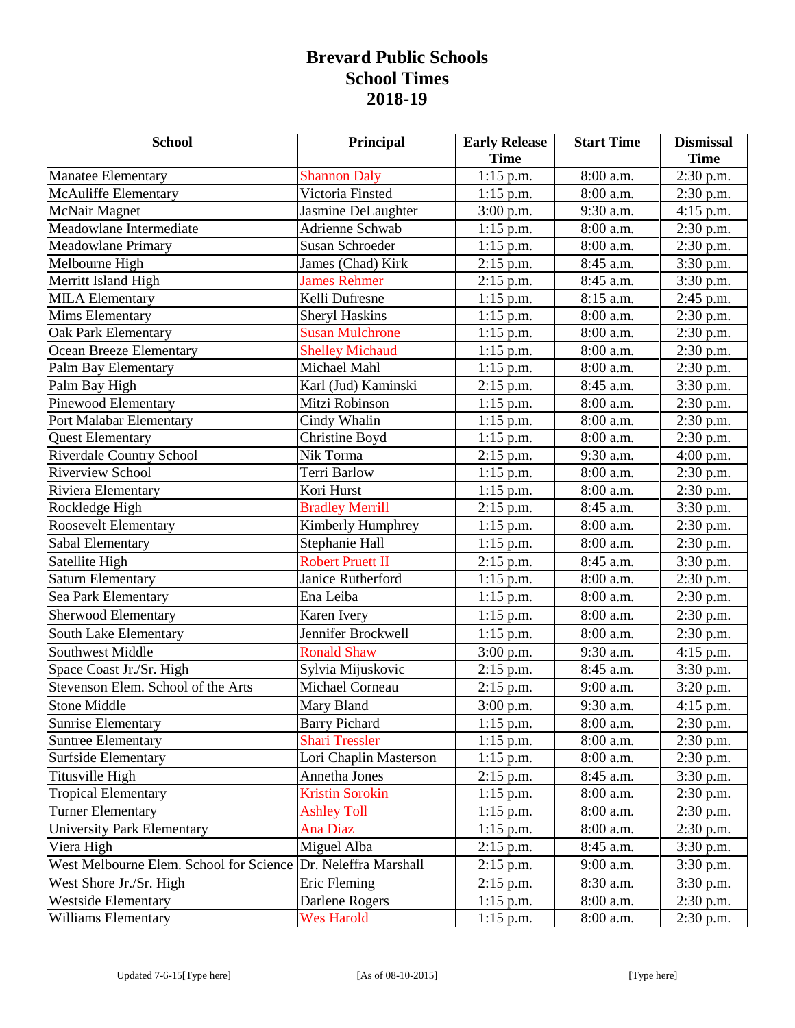# Brevard Public Schools
# School Times
# 2018-19

| School | Principal | Early Release Time | Start Time | Dismissal Time |
|---|---|---|---|---|
| Manatee Elementary | Shannon Daly | 1:15 p.m. | 8:00 a.m. | 2:30 p.m. |
| McAuliffe Elementary | Victoria Finsted | 1:15 p.m. | 8:00 a.m. | 2:30 p.m. |
| McNair Magnet | Jasmine DeLaughter | 3:00 p.m. | 9:30 a.m. | 4:15 p.m. |
| Meadowlane Intermediate | Adrienne Schwab | 1:15 p.m. | 8:00 a.m. | 2:30 p.m. |
| Meadowlane Primary | Susan Schroeder | 1:15 p.m. | 8:00 a.m. | 2:30 p.m. |
| Melbourne High | James (Chad) Kirk | 2:15 p.m. | 8:45 a.m. | 3:30 p.m. |
| Merritt Island High | James Rehmer | 2:15 p.m. | 8:45 a.m. | 3:30 p.m. |
| MILA Elementary | Kelli Dufresne | 1:15 p.m. | 8:15 a.m. | 2:45 p.m. |
| Mims Elementary | Sheryl Haskins | 1:15 p.m. | 8:00 a.m. | 2:30 p.m. |
| Oak Park Elementary | Susan Mulchrone | 1:15 p.m. | 8:00 a.m. | 2:30 p.m. |
| Ocean Breeze Elementary | Shelley Michaud | 1:15 p.m. | 8:00 a.m. | 2:30 p.m. |
| Palm Bay Elementary | Michael Mahl | 1:15 p.m. | 8:00 a.m. | 2:30 p.m. |
| Palm Bay High | Karl (Jud) Kaminski | 2:15 p.m. | 8:45 a.m. | 3:30 p.m. |
| Pinewood Elementary | Mitzi Robinson | 1:15 p.m. | 8:00 a.m. | 2:30 p.m. |
| Port Malabar Elementary | Cindy Whalin | 1:15 p.m. | 8:00 a.m. | 2:30 p.m. |
| Quest Elementary | Christine Boyd | 1:15 p.m. | 8:00 a.m. | 2:30 p.m. |
| Riverdale Country School | Nik Torma | 2:15 p.m. | 9:30 a.m. | 4:00 p.m. |
| Riverview School | Terri Barlow | 1:15 p.m. | 8:00 a.m. | 2:30 p.m. |
| Riviera Elementary | Kori Hurst | 1:15 p.m. | 8:00 a.m. | 2:30 p.m. |
| Rockledge High | Bradley Merrill | 2:15 p.m. | 8:45 a.m. | 3:30 p.m. |
| Roosevelt Elementary | Kimberly Humphrey | 1:15 p.m. | 8:00 a.m. | 2:30 p.m. |
| Sabal Elementary | Stephanie Hall | 1:15 p.m. | 8:00 a.m. | 2:30 p.m. |
| Satellite High | Robert Pruett II | 2:15 p.m. | 8:45 a.m. | 3:30 p.m. |
| Saturn Elementary | Janice Rutherford | 1:15 p.m. | 8:00 a.m. | 2:30 p.m. |
| Sea Park Elementary | Ena Leiba | 1:15 p.m. | 8:00 a.m. | 2:30 p.m. |
| Sherwood Elementary | Karen Ivery | 1:15 p.m. | 8:00 a.m. | 2:30 p.m. |
| South Lake Elementary | Jennifer Brockwell | 1:15 p.m. | 8:00 a.m. | 2:30 p.m. |
| Southwest Middle | Ronald Shaw | 3:00 p.m. | 9:30 a.m. | 4:15 p.m. |
| Space Coast Jr./Sr. High | Sylvia Mijuskovic | 2:15 p.m. | 8:45 a.m. | 3:30 p.m. |
| Stevenson Elem. School of the Arts | Michael Corneau | 2:15 p.m. | 9:00 a.m. | 3:20 p.m. |
| Stone Middle | Mary Bland | 3:00 p.m. | 9:30 a.m. | 4:15 p.m. |
| Sunrise Elementary | Barry Pichard | 1:15 p.m. | 8:00 a.m. | 2:30 p.m. |
| Suntree Elementary | Shari Tressler | 1:15 p.m. | 8:00 a.m. | 2:30 p.m. |
| Surfside Elementary | Lori Chaplin Masterson | 1:15 p.m. | 8:00 a.m. | 2:30 p.m. |
| Titusville High | Annetha Jones | 2:15 p.m. | 8:45 a.m. | 3:30 p.m. |
| Tropical Elementary | Kristin Sorokin | 1:15 p.m. | 8:00 a.m. | 2:30 p.m. |
| Turner Elementary | Ashley Toll | 1:15 p.m. | 8:00 a.m. | 2:30 p.m. |
| University Park Elementary | Ana Diaz | 1:15 p.m. | 8:00 a.m. | 2:30 p.m. |
| Viera High | Miguel Alba | 2:15 p.m. | 8:45 a.m. | 3:30 p.m. |
| West Melbourne Elem. School for Science | Dr. Neleffra Marshall | 2:15 p.m. | 9:00 a.m. | 3:30 p.m. |
| West Shore Jr./Sr. High | Eric Fleming | 2:15 p.m. | 8:30 a.m. | 3:30 p.m. |
| Westside Elementary | Darlene Rogers | 1:15 p.m. | 8:00 a.m. | 2:30 p.m. |
| Williams Elementary | Wes Harold | 1:15 p.m. | 8:00 a.m. | 2:30 p.m. |

Updated 7-6-15[Type here] [As of 08-10-2015] [Type here]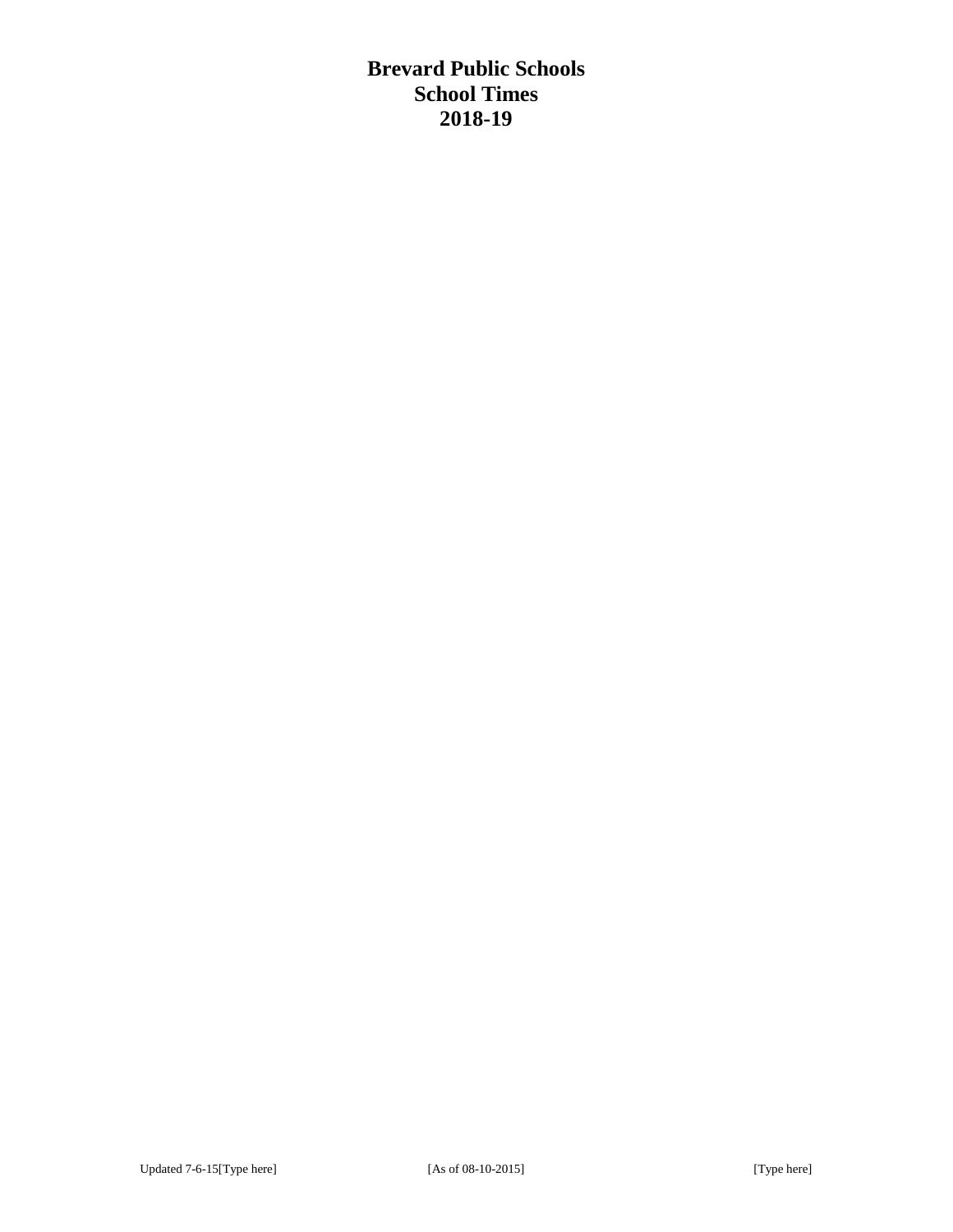# Brevard Public Schools
# School Times
# 2018-19